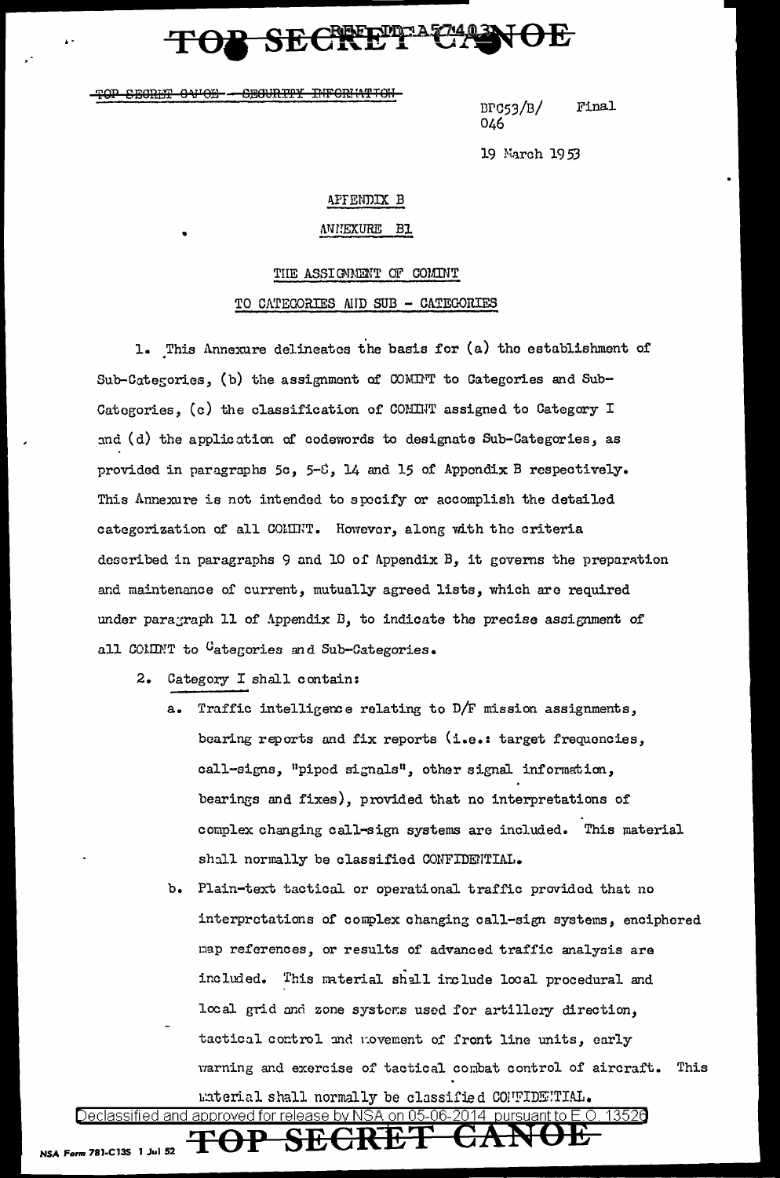TOP SECRET CANOE - SECURITY INFORMATION

BPC53/B/ 046 Final

19 March 1953

## APPENDIX B

## ANNEXURE B1

## THE ASSIGNMENT OF COMINT TO CATEGORIES AND SUB - CATEGORIES

1. This Annexure delineates the basis for (a) the establishment of Sub-Categories, (b) the assignment of COMINT to Categories and Sub-Categories, (c) the classification of COMINT assigned to Category I and (d) the application of codewords to designate Sub-Categories, as provided in paragraphs 5c, 5-8, 14 and 15 of Appendix B respectively. This Annexure is not intended to specify or accomplish the detailed categorization of all COMINT. However, along with the criteria described in paragraphs 9 and 10 of Appendix B, it governs the preparation and maintenance of current, mutually agreed lists, which are required under paragraph 11 of Appendix B, to indicate the precise assignment of all COMINT to Categories and Sub-Categories.

2. Category I shall contain:

   a. Traffic intelligence relating to D/F mission assignments, bearing reports and fix reports (i.e.: target frequencies, call-signs, "piped signals", other signal information, bearings and fixes), provided that no interpretations of complex changing call-sign systems are included. This material shall normally be classified CONFIDENTIAL.

   b. Plain-text tactical or operational traffic provided that no interpretations of complex changing call-sign systems, enciphered map references, or results of advanced traffic analysis are included. This material shall include local procedural and local grid and zone systems used for artillery direction, tactical control and movement of front line units, early warning and exercise of tactical combat control of aircraft. This material shall normally be classified CONFIDENTIAL.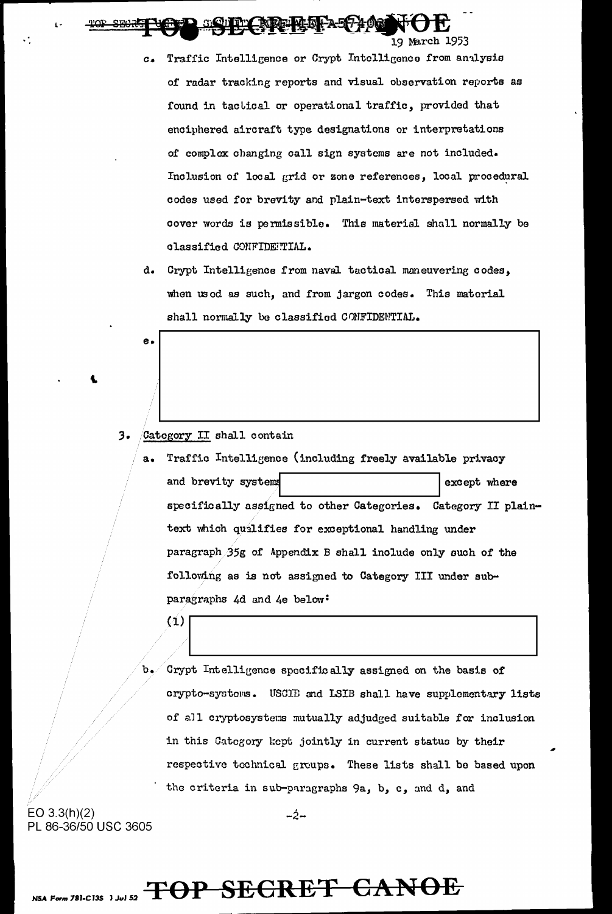19 March 1953

c. Traffic Intelligence or Crypt Intelligence from analysis of radar tracking reports and visual observation reports as found in tactical or operational traffic, provided that enciphered aircraft type designations or interpretations of complex changing call sign systems are not included. Inclusion of local grid or zone references, local procedural codes used for brevity and plain-text interspersed with cover words is permissible. This material shall normally be classified CONFIDENTIAL.

d. Crypt Intelligence from naval tactical maneuvering codes, when used as such, and from jargon codes. This material shall normally be classified CONFIDENTIAL.

e.

3. Category II shall contain

a. Traffic Intelligence (including freely available privacy and brevity systems except where specifically assigned to other Categories. Category II plain-text which qualifies for exceptional handling under paragraph 35g of Appendix B shall include only such of the following as is not assigned to Category III under sub-paragraphs 4d and 4e below:

(1)

b. Crypt Intelligence specifically assigned on the basis of crypto-systems. USCIB and LSIB shall have supplementary lists of all cryptosystems mutually adjudged suitable for inclusion in this Category kept jointly in current status by their respective technical groups. These lists shall be based upon the criteria in sub-paragraphs 9a, b, c, and d, and

EO 3.3(h)(2)
PL 86-36/50 USC 3605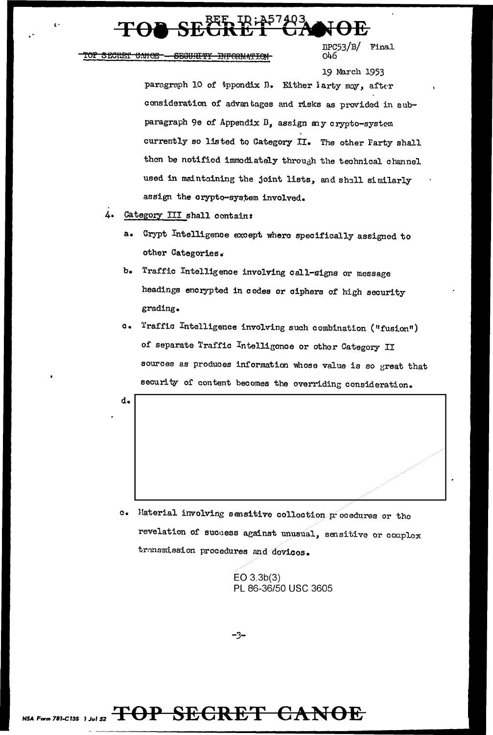paragraph 10 of Appendix B. Either Party may, after consideration of advantages and risks as provided in sub-paragraph 9e of Appendix B, assign any crypto-system currently so listed to Category II. The other Party shall then be notified immediately through the technical channel used in maintaining the joint lists, and shall similarly assign the crypto-system involved.

4. Category III shall contain:

   a. Crypt Intelligence except where specifically assigned to other Categories.

   b. Traffic Intelligence involving call-signs or message headings encrypted in codes or ciphers of high security grading.

   c. Traffic Intelligence involving such combination ("fusion") of separate Traffic Intelligence or other Category II sources as produces information whose value is so great that security of content becomes the overriding consideration.

   d.

   e. Material involving sensitive collection procedures or the revelation of success against unusual, sensitive or complex transmission procedures and devices.

EO 3.3b(3)
PL 86-36/50 USC 3605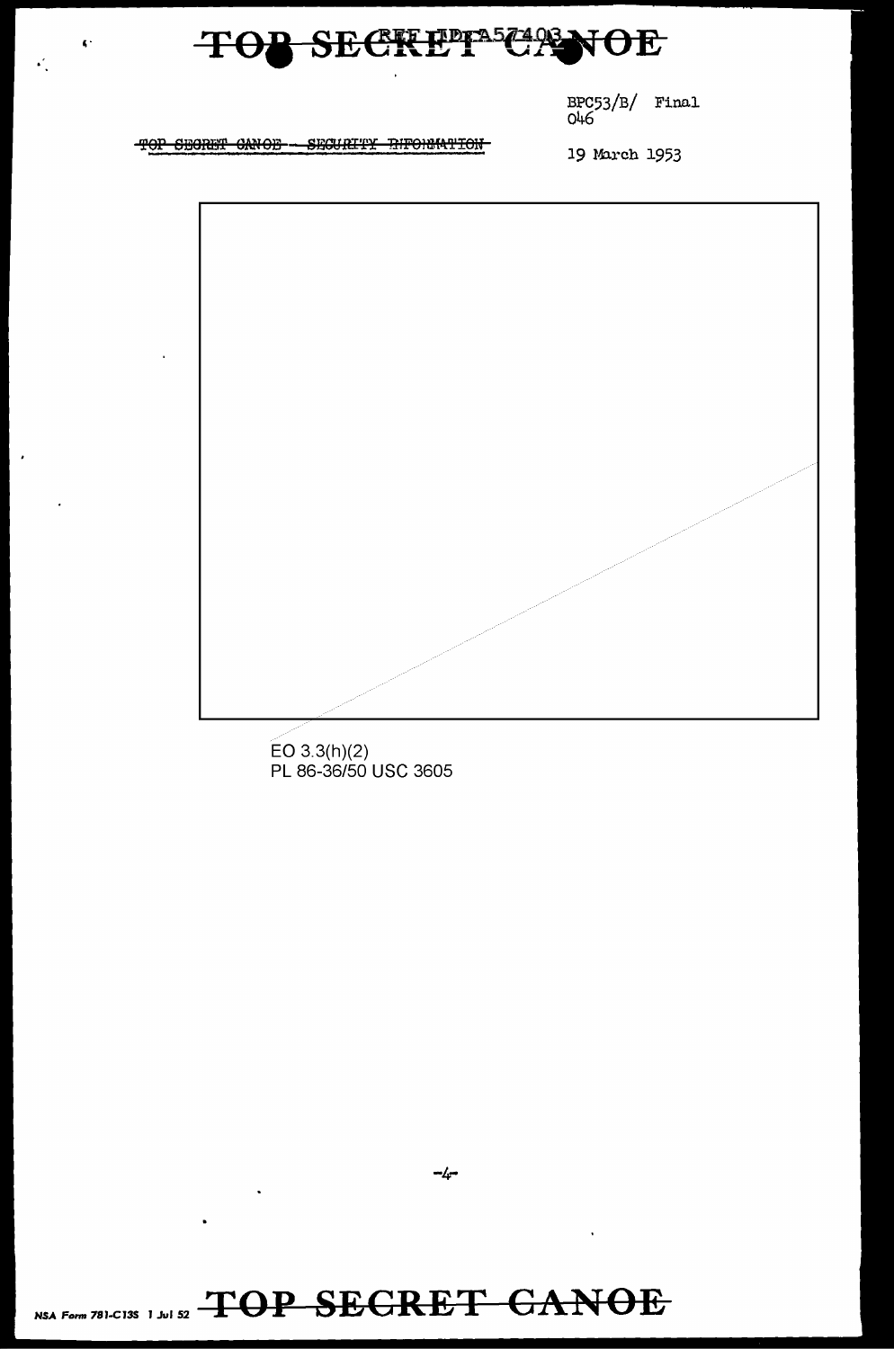BPC53/B/ Final
046

~~TOP SECRET CANOE — SECURITY INFORMATION~~

19 March 1953

EO 3.3(h)(2)
PL 86-36/50 USC 3605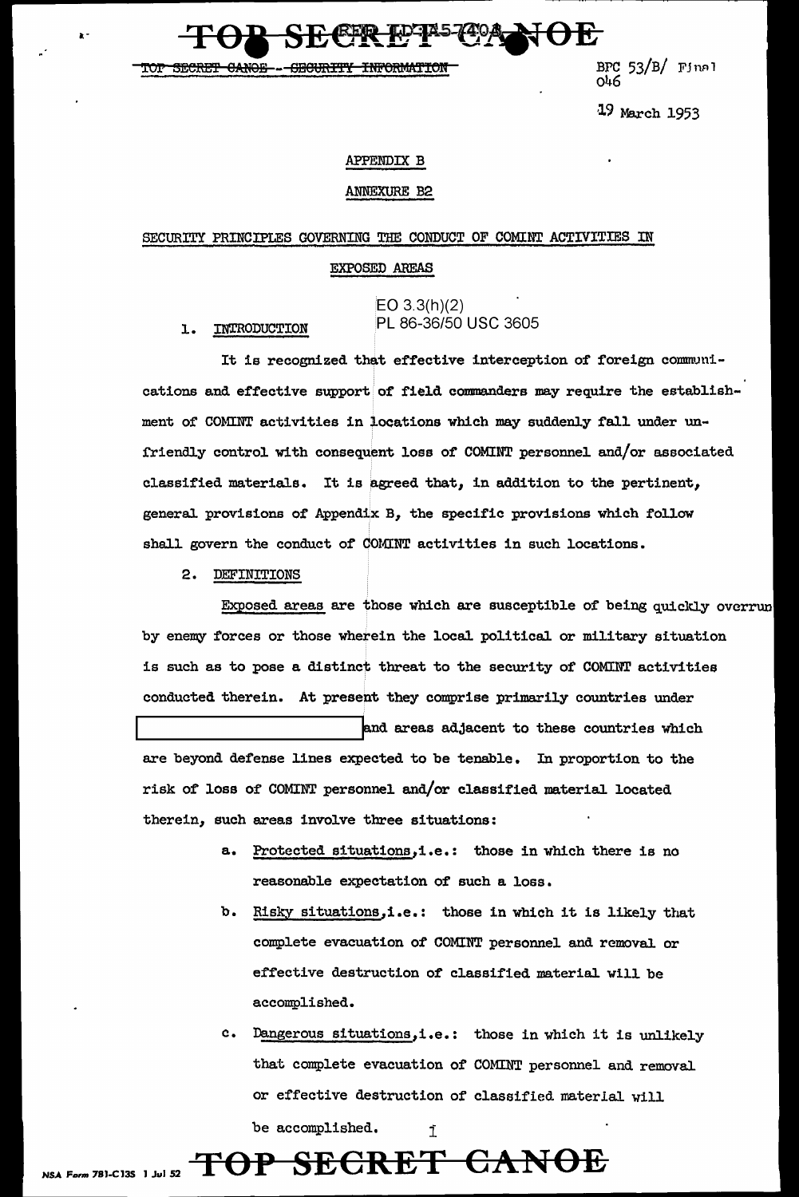TOP SECRET CANOE -- SECURITY INFORMATION

BPC 53/B/ Final
046

19 March 1953

APPENDIX B

ANNEXURE B2

SECURITY PRINCIPLES GOVERNING THE CONDUCT OF COMINT ACTIVITIES IN EXPOSED AREAS

EO 3.3(h)(2)
PL 86-36/50 USC 3605

1. INTRODUCTION

It is recognized that effective interception of foreign communications and effective support of field commanders may require the establishment of COMINT activities in locations which may suddenly fall under unfriendly control with consequent loss of COMINT personnel and/or associated classified materials. It is agreed that, in addition to the pertinent, general provisions of Appendix B, the specific provisions which follow shall govern the conduct of COMINT activities in such locations.

2. DEFINITIONS

Exposed areas are those which are susceptible of being quickly overrun by enemy forces or those wherein the local political or military situation is such as to pose a distinct threat to the security of COMINT activities conducted therein. At present they comprise primarily countries under [REDACTED] and areas adjacent to these countries which are beyond defense lines expected to be tenable. In proportion to the risk of loss of COMINT personnel and/or classified material located therein, such areas involve three situations:

a. Protected situations, i.e.: those in which there is no reasonable expectation of such a loss.

b. Risky situations, i.e.: those in which it is likely that complete evacuation of COMINT personnel and removal or effective destruction of classified material will be accomplished.

c. Dangerous situations, i.e.: those in which it is unlikely that complete evacuation of COMINT personnel and removal or effective destruction of classified material will be accomplished.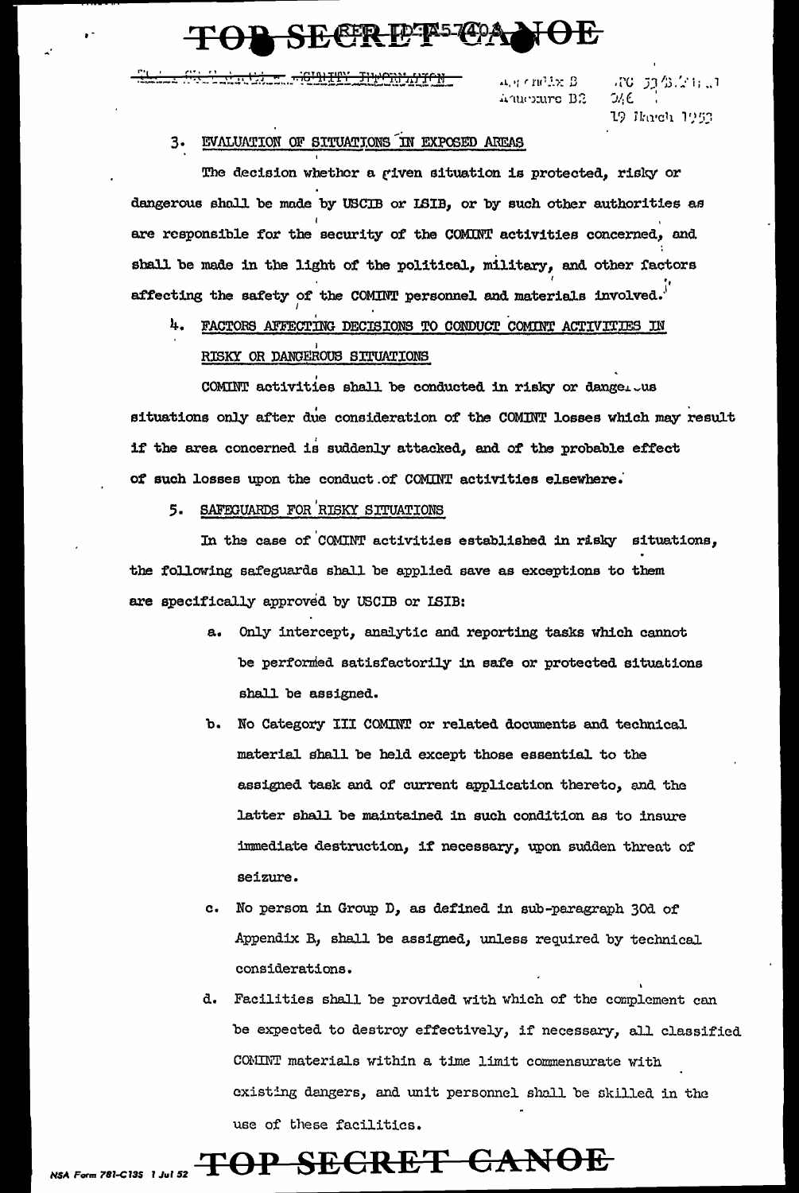### 3. EVALUATION OF SITUATIONS IN EXPOSED AREAS

The decision whether a given situation is protected, risky or dangerous shall be made by USCIB or LSIB, or by such other authorities as are responsible for the security of the COMINT activities concerned, and shall be made in the light of the political, military, and other factors affecting the safety of the COMINT personnel and materials involved.

### 4. FACTORS AFFECTING DECISIONS TO CONDUCT COMINT ACTIVITIES IN RISKY OR DANGEROUS SITUATIONS

COMINT activities shall be conducted in risky or dangerous situations only after due consideration of the COMINT losses which may result if the area concerned is suddenly attacked, and of the probable effect of such losses upon the conduct of COMINT activities elsewhere.

### 5. SAFEGUARDS FOR RISKY SITUATIONS

In the case of COMINT activities established in risky situations, the following safeguards shall be applied save as exceptions to them are specifically approved by USCIB or LSIB:

a. Only intercept, analytic and reporting tasks which cannot be performed satisfactorily in safe or protected situations shall be assigned.

b. No Category III COMINT or related documents and technical material shall be held except those essential to the assigned task and of current application thereto, and the latter shall be maintained in such condition as to insure immediate destruction, if necessary, upon sudden threat of seizure.

c. No person in Group D, as defined in sub-paragraph 30d of Appendix B, shall be assigned, unless required by technical considerations.

d. Facilities shall be provided with which of the complement can be expected to destroy effectively, if necessary, all classified COMINT materials within a time limit commensurate with existing dangers, and unit personnel shall be skilled in the use of these facilities.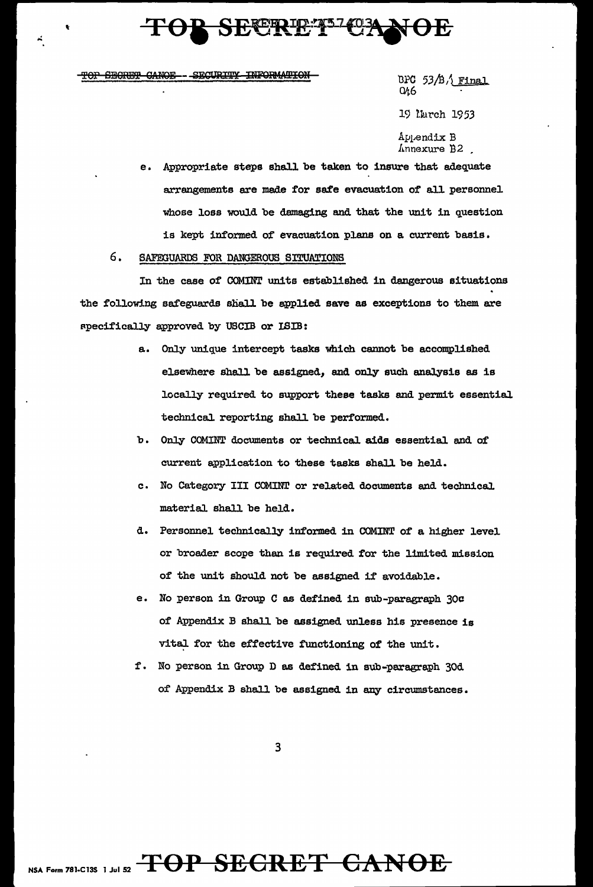~~TOP SECRET CANOE -- SECURITY INFORMATION~~

BPC 53/B/1 Final
046

19 March 1953

Appendix B
Annexure B2

e. Appropriate steps shall be taken to insure that adequate arrangements are made for safe evacuation of all personnel whose loss would be damaging and that the unit in question is kept informed of evacuation plans on a current basis.

6. SAFEGUARDS FOR DANGEROUS SITUATIONS

In the case of COMINT units established in dangerous situations the following safeguards shall be applied save as exceptions to them are specifically approved by USCIB or LSIB:

a. Only unique intercept tasks which cannot be accomplished elsewhere shall be assigned, and only such analysis as is locally required to support these tasks and permit essential technical reporting shall be performed.

b. Only COMINT documents or technical aids essential and of current application to these tasks shall be held.

c. No Category III COMINT or related documents and technical material shall be held.

d. Personnel technically informed in COMINT of a higher level or broader scope than is required for the limited mission of the unit should not be assigned if avoidable.

e. No person in Group C as defined in sub-paragraph 30c of Appendix B shall be assigned unless his presence is vital for the effective functioning of the unit.

f. No person in Group D as defined in sub-paragraph 30d of Appendix B shall be assigned in any circumstances.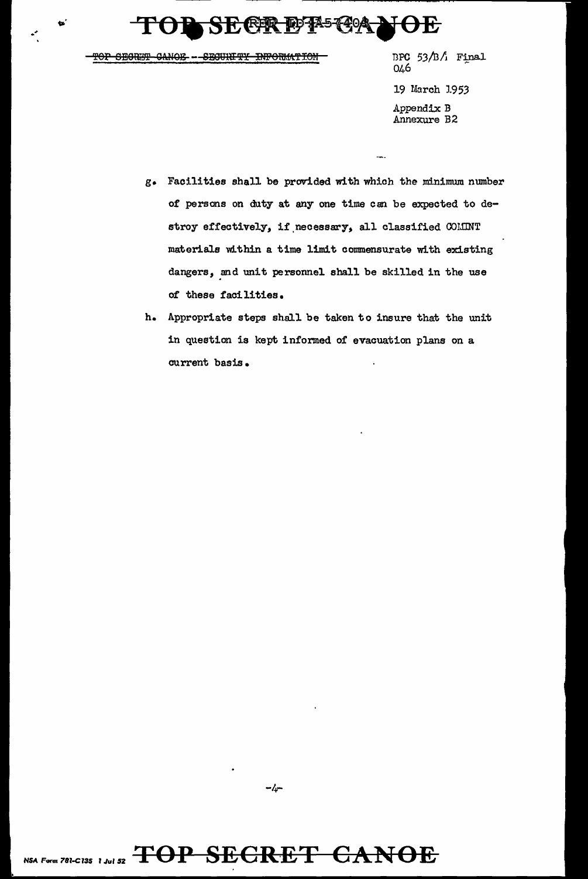TOP SECRET CANOE -- SECURITY INFORMATION

BPC 53/B/1 Final
046

19 March 1953

Appendix B
Annexure B2

g. Facilities shall be provided with which the minimum number of persons on duty at any one time can be expected to destroy effectively, if necessary, all classified COMINT materials within a time limit commensurate with existing dangers, and unit personnel shall be skilled in the use of these facilities.

h. Appropriate steps shall be taken to insure that the unit in question is kept informed of evacuation plans on a current basis.